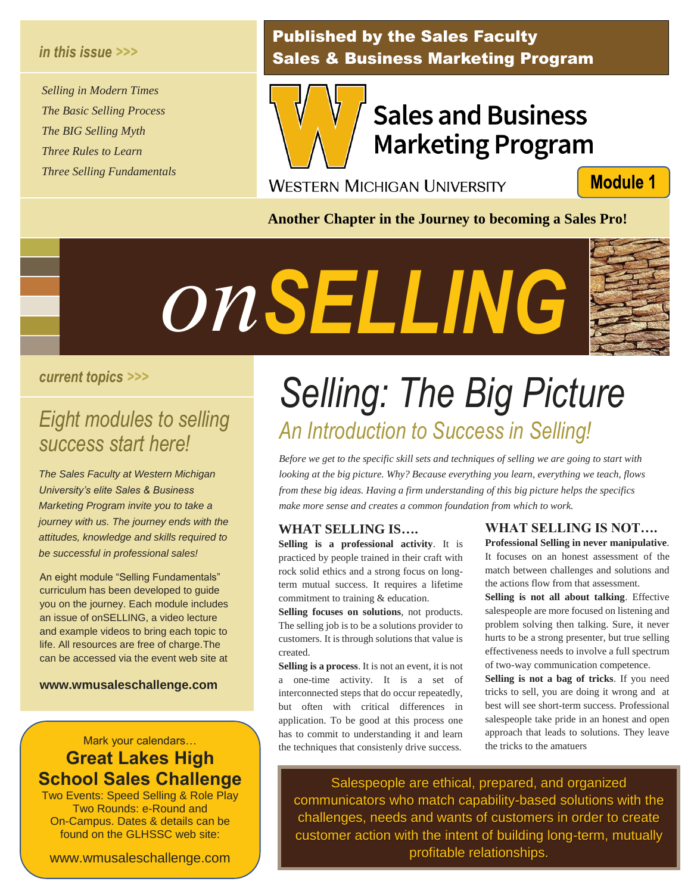*in this issue >>>*

*Selling in Modern Times*
*The Basic Selling Process*
*The BIG Selling Myth*
*Three Rules to Learn*
*Three Selling Fundamentals*

**Published by the Sales Faculty**
**Sales & Business Marketing Program**

Sales and Business Marketing Program

WESTERN MICHIGAN UNIVERSITY

**Module 1**

**Another Chapter in the Journey to becoming a Sales Pro!**

# *on*SELLING

*current topics >>>*

## *Eight modules to selling success start here!*

*The Sales Faculty at Western Michigan University's elite Sales & Business Marketing Program invite you to take a journey with us. The journey ends with the attitudes, knowledge and skills required to be successful in professional sales!*

An eight module "Selling Fundamentals" curriculum has been developed to guide you on the journey. Each module includes an issue of onSELLING, a video lecture and example videos to bring each topic to life. All resources are free of charge.The can be accessed via the event web site at

**www.wmusaleschallenge.com**

Mark your calendars…

**Great Lakes High School Sales Challenge**

Two Events: Speed Selling & Role Play
Two Rounds: e-Round and On-Campus. Dates & details can be found on the GLHSSC web site:

www.wmusaleschallenge.com

# *Selling: The Big Picture*

## *An Introduction to Success in Selling!*

*Before we get to the specific skill sets and techniques of selling we are going to start with looking at the big picture. Why? Because everything you learn, everything we teach, flows from these big ideas. Having a firm understanding of this big picture helps the specifics make more sense and creates a common foundation from which to work.*

### WHAT SELLING IS….

**Selling is a professional activity**. It is practiced by people trained in their craft with rock solid ethics and a strong focus on long-term mutual success. It requires a lifetime commitment to training & education.

**Selling focuses on solutions**, not products. The selling job is to be a solutions provider to customers. It is through solutions that value is created.

**Selling is a process**. It is not an event, it is not a one-time activity. It is a set of interconnected steps that do occur repeatedly, but often with critical differences in application. To be good at this process one has to commit to understanding it and learn the techniques that consistently drive success.

### WHAT SELLING IS NOT….

**Professional Selling in never manipulative**. It focuses on an honest assessment of the match between challenges and solutions and the actions flow from that assessment.

**Selling is not all about talking**. Effective salespeople are more focused on listening and problem solving then talking. Sure, it never hurts to be a strong presenter, but true selling effectiveness needs to involve a full spectrum of two-way communication competence.

**Selling is not a bag of tricks**. If you need tricks to sell, you are doing it wrong and at best will see short-term success. Professional salespeople take pride in an honest and open approach that leads to solutions. They leave the tricks to the amatuers

Salespeople are ethical, prepared, and organized communicators who match capability-based solutions with the challenges, needs and wants of customers in order to create customer action with the intent of building long-term, mutually profitable relationships.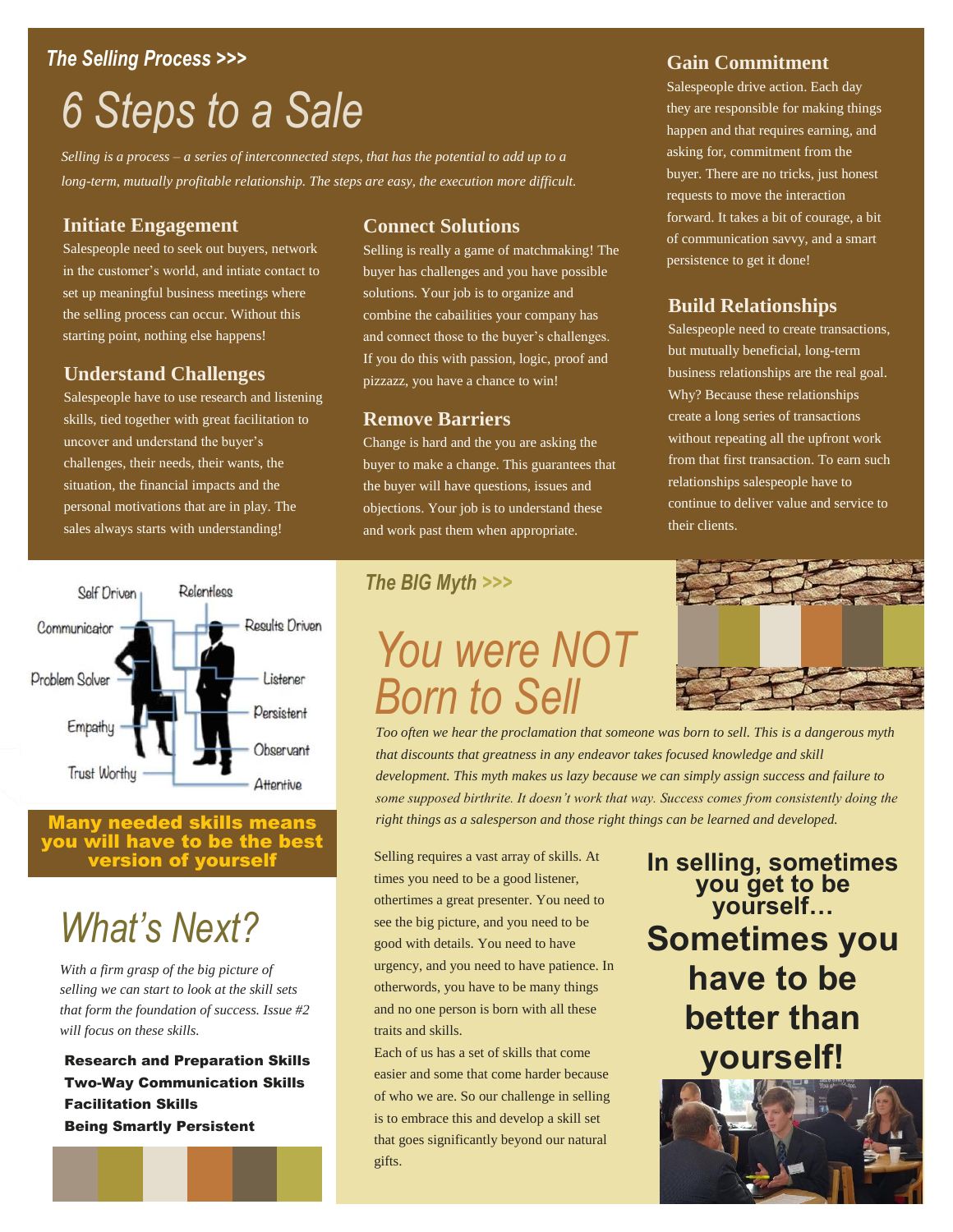*The Selling Process >>>*

# 6 Steps to a Sale

*Selling is a process – a series of interconnected steps, that has the potential to add up to a long-term, mutually profitable relationship. The steps are easy, the execution more difficult.*

### Initiate Engagement

Salespeople need to seek out buyers, network in the customer's world, and intiate contact to set up meaningful business meetings where the selling process can occur. Without this starting point, nothing else happens!

### Understand Challenges

Salespeople have to use research and listening skills, tied together with great facilitation to uncover and understand the buyer's challenges, their needs, their wants, the situation, the financial impacts and the personal motivations that are in play. The sales always starts with understanding!

### Connect Solutions

Selling is really a game of matchmaking! The buyer has challenges and you have possible solutions. Your job is to organize and combine the cabailities your company has and connect those to the buyer's challenges. If you do this with passion, logic, proof and pizzazz, you have a chance to win!

### Remove Barriers

Change is hard and the you are asking the buyer to make a change. This guarantees that the buyer will have questions, issues and objections. Your job is to understand these and work past them when appropriate.

### Gain Commitment

Salespeople drive action. Each day they are responsible for making things happen and that requires earning, and asking for, commitment from the buyer. There are no tricks, just honest requests to move the interaction forward. It takes a bit of courage, a bit of communication savvy, and a smart persistence to get it done!

### Build Relationships

Salespeople need to create transactions, but mutually beneficial, long-term business relationships are the real goal. Why? Because these relationships create a long series of transactions without repeating all the upfront work from that first transaction. To earn such relationships salespeople have to continue to deliver value and service to their clients.

Self Driven, Relentless, Communicator, Results Driven, Problem Solver, Listener, Persistent, Empathy, Observant, Trust Worthy, Attentive

**Many needed skills means you will have to be the best version of yourself**

# What's Next?

*With a firm grasp of the big picture of selling we can start to look at the skill sets that form the foundation of success. Issue #2 will focus on these skills.*

**Research and Preparation Skills**
**Two-Way Communication Skills**
**Facilitation Skills**
**Being Smartly Persistent**

*The BIG Myth >>>*

# You were NOT Born to Sell

*Too often we hear the proclamation that someone was born to sell. This is a dangerous myth that discounts that greatness in any endeavor takes focused knowledge and skill development. This myth makes us lazy because we can simply assign success and failure to some supposed birthrite. It doesn't work that way. Success comes from consistently doing the right things as a salesperson and those right things can be learned and developed.*

Selling requires a vast array of skills. At times you need to be a good listener, othertimes a great presenter. You need to see the big picture, and you need to be good with details. You need to have urgency, and you need to have patience. In otherwords, you have to be many things and no one person is born with all these traits and skills.

Each of us has a set of skills that come easier and some that come harder because of who we are. So our challenge in selling is to embrace this and develop a skill set that goes significantly beyond our natural gifts.

**In selling, sometimes you get to be yourself… Sometimes you have to be better than yourself!**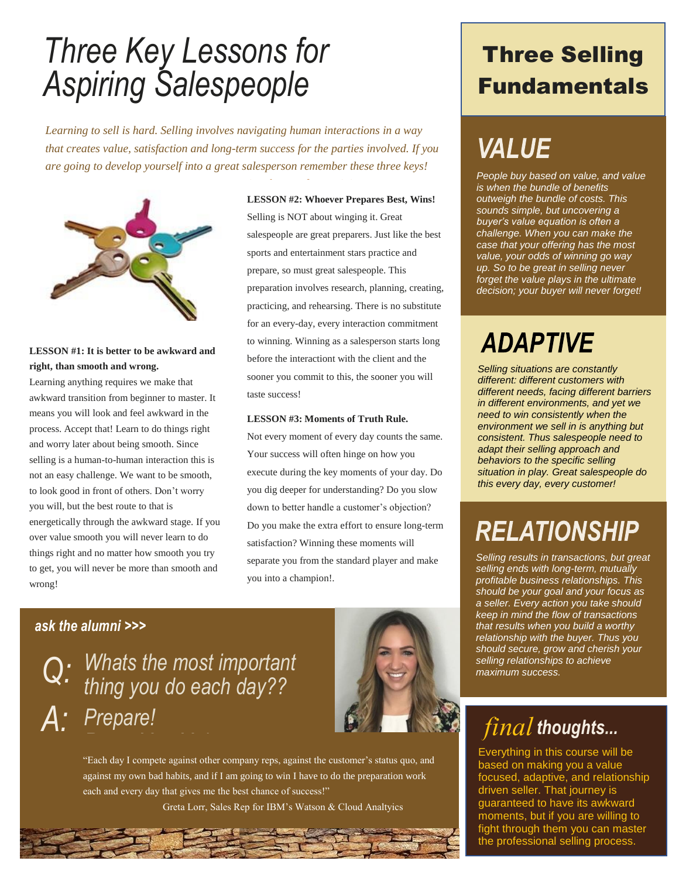# Three Key Lessons for Aspiring Salespeople

*Learning to sell is hard. Selling involves navigating human interactions in a way that creates value, satisfaction and long-term success for the parties involved. If you are going to develop yourself into a great salesperson remember these three keys!*

**LESSON #1: It is better to be awkward and right, than smooth and wrong.**

Learning anything requires we make that awkward transition from beginner to master. It means you will look and feel awkward in the process. Accept that! Learn to do things right and worry later about being smooth. Since selling is a human-to-human interaction this is not an easy challenge. We want to be smooth, to look good in front of others. Don't worry you will, but the best route to that is energetically through the awkward stage. If you over value smooth you will never learn to do things right and no matter how smooth you try to get, you will never be more than smooth and wrong!

**LESSON #2: Whoever Prepares Best, Wins!**

Selling is NOT about winging it. Great salespeople are great preparers. Just like the best sports and entertainment stars practice and prepare, so must great salespeople. This preparation involves research, planning, creating, practicing, and rehearsing. There is no substitute for an every-day, every interaction commitment to winning. Winning as a salesperson starts long before the interactiont with the client and the sooner you commit to this, the sooner you will taste success!

**LESSON #3: Moments of Truth Rule.**

Not every moment of every day counts the same. Your success will often hinge on how you execute during the key moments of your day. Do you dig deeper for understanding? Do you slow down to better handle a customer's objection? Do you make the extra effort to ensure long-term satisfaction? Winning these moments will separate you from the standard player and make you into a champion!.

### ask the alumni >>>

**Q:** *Whats the most important thing you do each day??*

**A:** *Prepare!*

"Each day I compete against other company reps, against the customer's status quo, and against my own bad habits, and if I am going to win I have to do the preparation work each and every day that gives me the best chance of success!"

Greta Lorr, Sales Rep for IBM's Watson & Cloud Analtyics

## Three Selling Fundamentals

### VALUE

*People buy based on value, and value is when the bundle of benefits outweigh the bundle of costs. This sounds simple, but uncovering a buyer's value equation is often a challenge. When you can make the case that your offering has the most value, your odds of winning go way up. So to be great in selling never forget the value plays in the ultimate decision; your buyer will never forget!*

### ADAPTIVE

*Selling situations are constantly different: different customers with different needs, facing different barriers in different environments, and yet we need to win consistently when the environment we sell in is anything but consistent. Thus salespeople need to adapt their selling approach and behaviors to the specific selling situation in play. Great salespeople do this every day, every customer!*

### RELATIONSHIP

*Selling results in transactions, but great selling ends with long-term, mutually profitable business relationships. This should be your goal and your focus as a seller. Every action you take should keep in mind the flow of transactions that results when you build a worthy relationship with the buyer. Thus you should secure, grow and cherish your selling relationships to achieve maximum success.*

### *final* thoughts...

Everything in this course will be based on making you a value focused, adaptive, and relationship driven seller. That journey is guaranteed to have its awkward moments, but if you are willing to fight through them you can master the professional selling process.